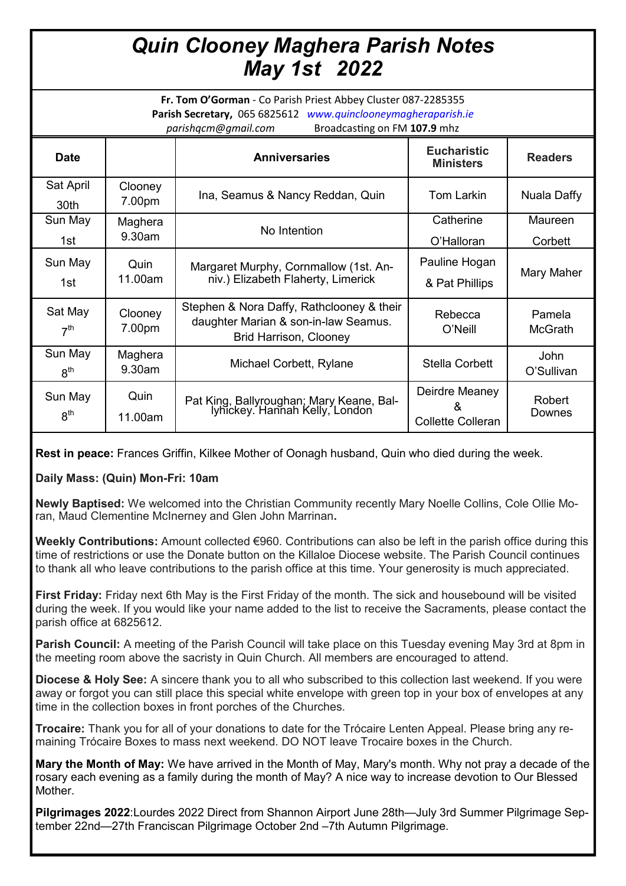# Quin Clooney Maghera Parish Notes May 1st 2022

**Fr. Tom O'Gorman** - Co Parish Priest Abbey Cluster 087-2285355
**Parish Secretary,** 065 6825612 *www.quinclooneymagheraparish.ie*
*parishqcm@gmail.com* Broadcasting on FM **107.9** mhz

| Date | | Anniversaries | Eucharistic Ministers | Readers |
|---|---|---|---|---|
| Sat April 30th | Clooney 7.00pm | Ina, Seamus & Nancy Reddan, Quin | Tom Larkin | Nuala Daffy |
| Sun May 1st | Maghera 9.30am | No Intention | Catherine O'Halloran | Maureen Corbett |
| Sun May 1st | Quin 11.00am | Margaret Murphy, Cornmallow (1st. Anniv.) Elizabeth Flaherty, Limerick | Pauline Hogan & Pat Phillips | Mary Maher |
| Sat May 7th | Clooney 7.00pm | Stephen & Nora Daffy, Rathclooney & their daughter Marian & son-in-law Seamus. Brid Harrison, Clooney | Rebecca O'Neill | Pamela McGrath |
| Sun May 8th | Maghera 9.30am | Michael Corbett, Rylane | Stella Corbett | John O'Sullivan |
| Sun May 8th | Quin 11.00am | Pat King, Ballyroughan; Mary Keane, Ballyhickey. Hannah Kelly, London | Deirdre Meaney & Collette Colleran | Robert Downes |

**Rest in peace:** Frances Griffin, Kilkee Mother of Oonagh husband, Quin who died during the week.

**Daily Mass: (Quin) Mon-Fri: 10am**

**Newly Baptised:** We welcomed into the Christian Community recently Mary Noelle Collins, Cole Ollie Moran, Maud Clementine McInerney and Glen John Marrinan**.**

**Weekly Contributions:** Amount collected €960. Contributions can also be left in the parish office during this time of restrictions or use the Donate button on the Killaloe Diocese website. The Parish Council continues to thank all who leave contributions to the parish office at this time. Your generosity is much appreciated.

**First Friday:** Friday next 6th May is the First Friday of the month. The sick and housebound will be visited during the week. If you would like your name added to the list to receive the Sacraments, please contact the parish office at 6825612.

**Parish Council:** A meeting of the Parish Council will take place on this Tuesday evening May 3rd at 8pm in the meeting room above the sacristy in Quin Church. All members are encouraged to attend.

**Diocese & Holy See:** A sincere thank you to all who subscribed to this collection last weekend. If you were away or forgot you can still place this special white envelope with green top in your box of envelopes at any time in the collection boxes in front porches of the Churches.

**Trocaire:** Thank you for all of your donations to date for the Trócaire Lenten Appeal. Please bring any remaining Trócaire Boxes to mass next weekend. DO NOT leave Trocaire boxes in the Church.

**Mary the Month of May:** We have arrived in the Month of May, Mary's month. Why not pray a decade of the rosary each evening as a family during the month of May? A nice way to increase devotion to Our Blessed Mother.

**Pilgrimages 2022**:Lourdes 2022 Direct from Shannon Airport June 28th—July 3rd Summer Pilgrimage September 22nd—27th Franciscan Pilgrimage October 2nd –7th Autumn Pilgrimage.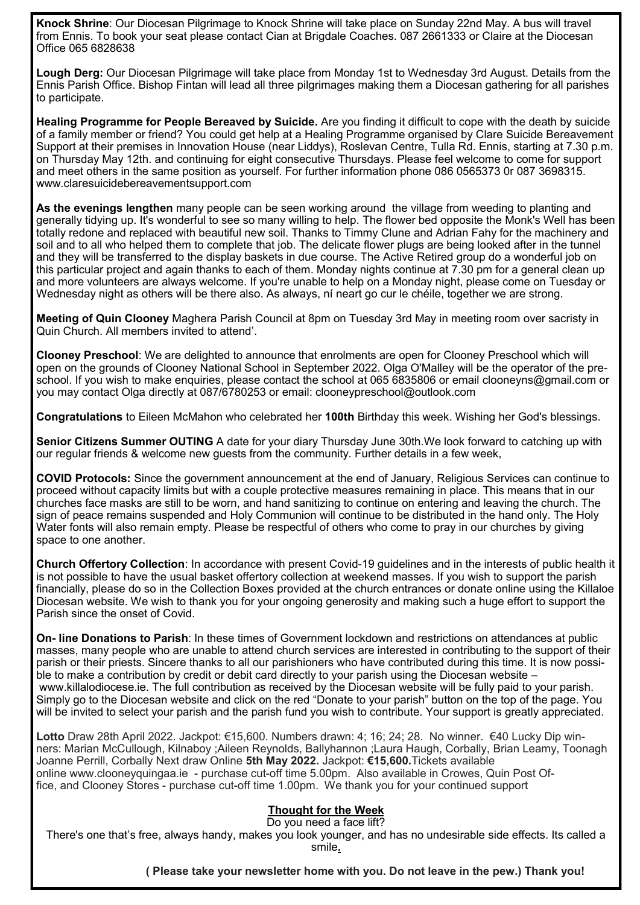**Knock Shrine**: Our Diocesan Pilgrimage to Knock Shrine will take place on Sunday 22nd May. A bus will travel from Ennis. To book your seat please contact Cian at Brigdale Coaches. 087 2661333 or Claire at the Diocesan Office 065 6828638

**Lough Derg:** Our Diocesan Pilgrimage will take place from Monday 1st to Wednesday 3rd August. Details from the Ennis Parish Office. Bishop Fintan will lead all three pilgrimages making them a Diocesan gathering for all parishes to participate.

**Healing Programme for People Bereaved by Suicide.** Are you finding it difficult to cope with the death by suicide of a family member or friend? You could get help at a Healing Programme organised by Clare Suicide Bereavement Support at their premises in Innovation House (near Liddys), Roslevan Centre, Tulla Rd. Ennis, starting at 7.30 p.m. on Thursday May 12th. and continuing for eight consecutive Thursdays. Please feel welcome to come for support and meet others in the same position as yourself. For further information phone 086 0565373 0r 087 3698315. www.claresuicidebereavementsupport.com

**As the evenings lengthen** many people can be seen working around the village from weeding to planting and generally tidying up. It's wonderful to see so many willing to help. The flower bed opposite the Monk's Well has been totally redone and replaced with beautiful new soil. Thanks to Timmy Clune and Adrian Fahy for the machinery and soil and to all who helped them to complete that job. The delicate flower plugs are being looked after in the tunnel and they will be transferred to the display baskets in due course. The Active Retired group do a wonderful job on this particular project and again thanks to each of them. Monday nights continue at 7.30 pm for a general clean up and more volunteers are always welcome. If you're unable to help on a Monday night, please come on Tuesday or Wednesday night as others will be there also. As always, ní neart go cur le chéile, together we are strong.

**Meeting of Quin Clooney** Maghera Parish Council at 8pm on Tuesday 3rd May in meeting room over sacristy in Quin Church. All members invited to attend'.

**Clooney Preschool**: We are delighted to announce that enrolments are open for Clooney Preschool which will open on the grounds of Clooney National School in September 2022. Olga O'Malley will be the operator of the preschool. If you wish to make enquiries, please contact the school at 065 6835806 or email clooneyns@gmail.com or you may contact Olga directly at 087/6780253 or email: clooneypreschool@outlook.com

**Congratulations** to Eileen McMahon who celebrated her **100th** Birthday this week. Wishing her God's blessings.

**Senior Citizens Summer OUTING** A date for your diary Thursday June 30th.We look forward to catching up with our regular friends & welcome new guests from the community. Further details in a few week,

**COVID Protocols:** Since the government announcement at the end of January, Religious Services can continue to proceed without capacity limits but with a couple protective measures remaining in place. This means that in our churches face masks are still to be worn, and hand sanitizing to continue on entering and leaving the church. The sign of peace remains suspended and Holy Communion will continue to be distributed in the hand only. The Holy Water fonts will also remain empty. Please be respectful of others who come to pray in our churches by giving space to one another.

**Church Offertory Collection**: In accordance with present Covid-19 guidelines and in the interests of public health it is not possible to have the usual basket offertory collection at weekend masses. If you wish to support the parish financially, please do so in the Collection Boxes provided at the church entrances or donate online using the Killaloe Diocesan website. We wish to thank you for your ongoing generosity and making such a huge effort to support the Parish since the onset of Covid.

**On- line Donations to Parish**: In these times of Government lockdown and restrictions on attendances at public masses, many people who are unable to attend church services are interested in contributing to the support of their parish or their priests. Sincere thanks to all our parishioners who have contributed during this time. It is now possible to make a contribution by credit or debit card directly to your parish using the Diocesan website – www.killalodiocese.ie. The full contribution as received by the Diocesan website will be fully paid to your parish. Simply go to the Diocesan website and click on the red "Donate to your parish" button on the top of the page. You will be invited to select your parish and the parish fund you wish to contribute. Your support is greatly appreciated.

**Lotto** Draw 28th April 2022. Jackpot: €15,600. Numbers drawn: 4; 16; 24; 28. No winner. €40 Lucky Dip winners: Marian McCullough, Kilnaboy ;Aileen Reynolds, Ballyhannon ;Laura Haugh, Corbally, Brian Leamy, Toonagh Joanne Perrill, Corbally Next draw Online **5th May 2022.** Jackpot: **€15,600.**Tickets available online www.clooneyquingaa.ie - purchase cut-off time 5.00pm. Also available in Crowes, Quin Post Office, and Clooney Stores - purchase cut-off time 1.00pm. We thank you for your continued support

**Thought for the Week**

Do you need a face lift?

There's one that's free, always handy, makes you look younger, and has no undesirable side effects. Its called a smile.

**( Please take your newsletter home with you. Do not leave in the pew.) Thank you!**